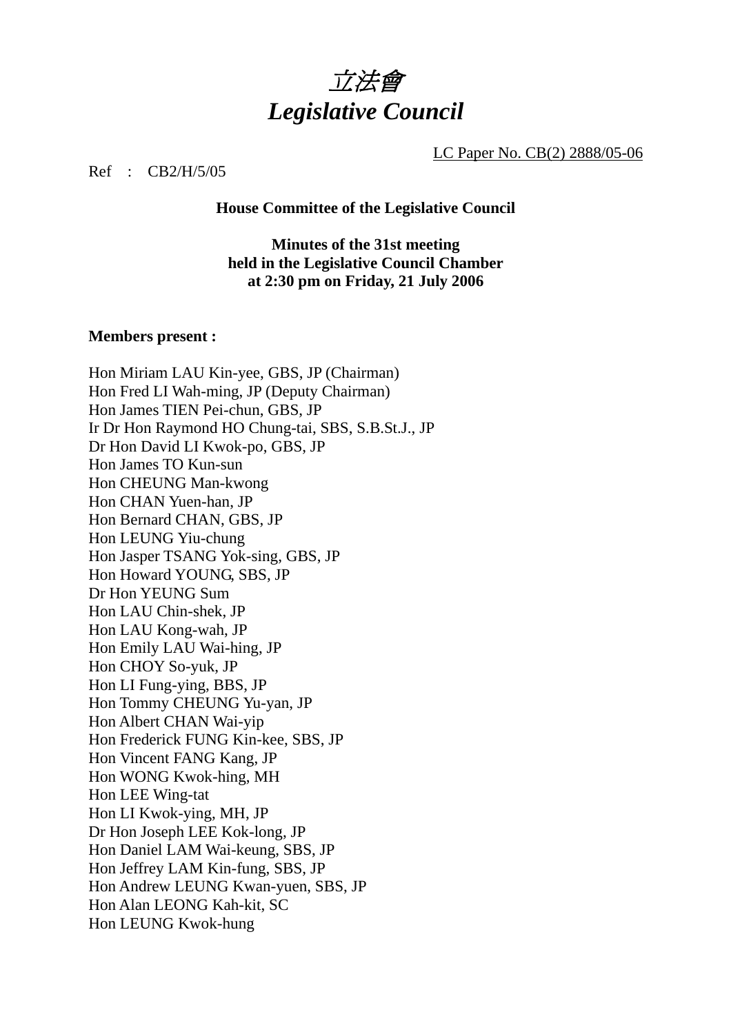# *立法會*
# *Legislative Council*

LC Paper No. CB(2) 2888/05-06

Ref : CB2/H/5/05

**House Committee of the Legislative Council**

**Minutes of the 31st meeting**
**held in the Legislative Council Chamber**
**at 2:30 pm on Friday, 21 July 2006**

**Members present :**

Hon Miriam LAU Kin-yee, GBS, JP (Chairman)
Hon Fred LI Wah-ming, JP (Deputy Chairman)
Hon James TIEN Pei-chun, GBS, JP
Ir Dr Hon Raymond HO Chung-tai, SBS, S.B.St.J., JP
Dr Hon David LI Kwok-po, GBS, JP
Hon James TO Kun-sun
Hon CHEUNG Man-kwong
Hon CHAN Yuen-han, JP
Hon Bernard CHAN, GBS, JP
Hon LEUNG Yiu-chung
Hon Jasper TSANG Yok-sing, GBS, JP
Hon Howard YOUNG, SBS, JP
Dr Hon YEUNG Sum
Hon LAU Chin-shek, JP
Hon LAU Kong-wah, JP
Hon Emily LAU Wai-hing, JP
Hon CHOY So-yuk, JP
Hon LI Fung-ying, BBS, JP
Hon Tommy CHEUNG Yu-yan, JP
Hon Albert CHAN Wai-yip
Hon Frederick FUNG Kin-kee, SBS, JP
Hon Vincent FANG Kang, JP
Hon WONG Kwok-hing, MH
Hon LEE Wing-tat
Hon LI Kwok-ying, MH, JP
Dr Hon Joseph LEE Kok-long, JP
Hon Daniel LAM Wai-keung, SBS, JP
Hon Jeffrey LAM Kin-fung, SBS, JP
Hon Andrew LEUNG Kwan-yuen, SBS, JP
Hon Alan LEONG Kah-kit, SC
Hon LEUNG Kwok-hung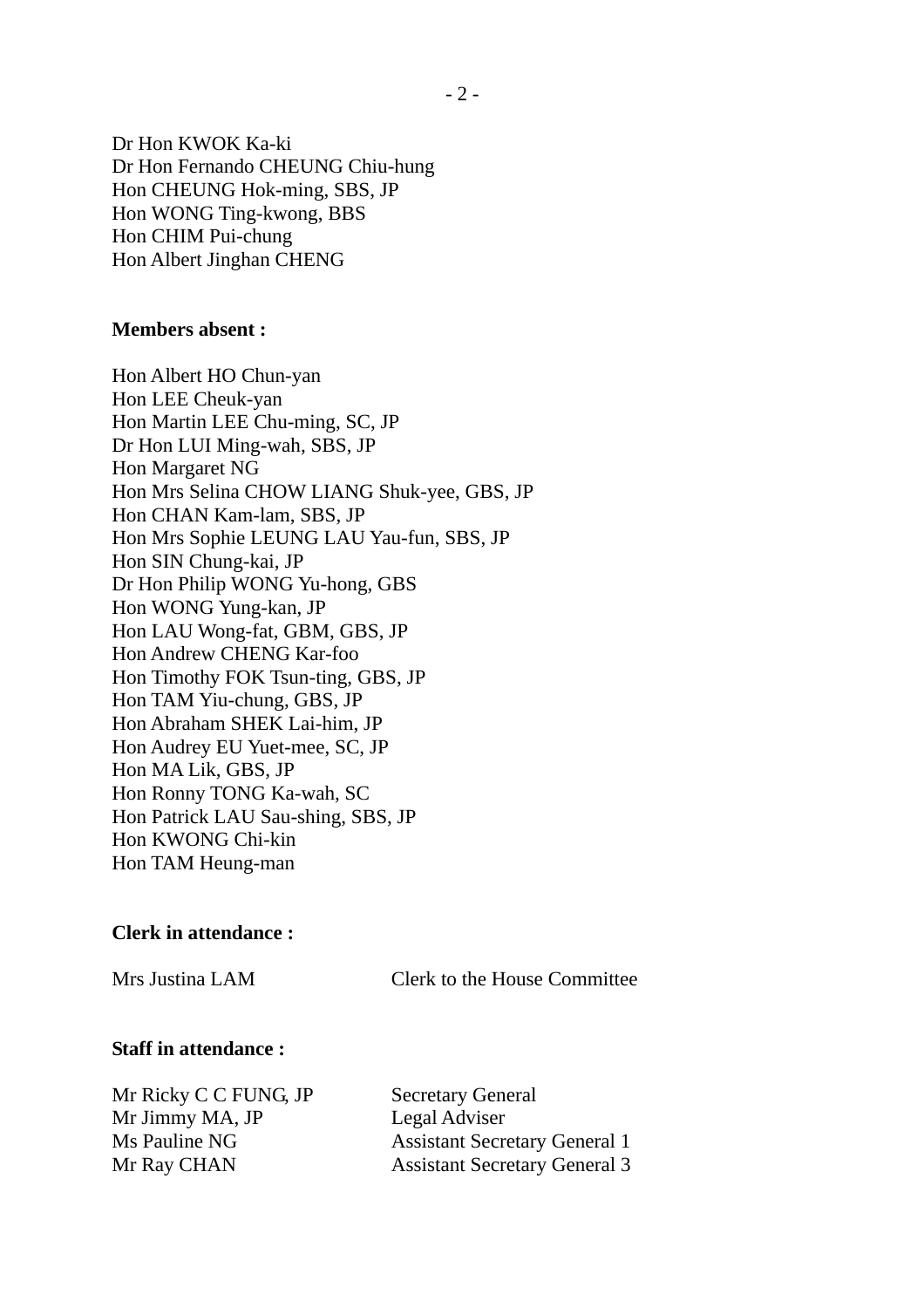Dr Hon KWOK Ka-ki
Dr Hon Fernando CHEUNG Chiu-hung
Hon CHEUNG Hok-ming, SBS, JP
Hon WONG Ting-kwong, BBS
Hon CHIM Pui-chung
Hon Albert Jinghan CHENG

**Members absent :**

Hon Albert HO Chun-yan
Hon LEE Cheuk-yan
Hon Martin LEE Chu-ming, SC, JP
Dr Hon LUI Ming-wah, SBS, JP
Hon Margaret NG
Hon Mrs Selina CHOW LIANG Shuk-yee, GBS, JP
Hon CHAN Kam-lam, SBS, JP
Hon Mrs Sophie LEUNG LAU Yau-fun, SBS, JP
Hon SIN Chung-kai, JP
Dr Hon Philip WONG Yu-hong, GBS
Hon WONG Yung-kan, JP
Hon LAU Wong-fat, GBM, GBS, JP
Hon Andrew CHENG Kar-foo
Hon Timothy FOK Tsun-ting, GBS, JP
Hon TAM Yiu-chung, GBS, JP
Hon Abraham SHEK Lai-him, JP
Hon Audrey EU Yuet-mee, SC, JP
Hon MA Lik, GBS, JP
Hon Ronny TONG Ka-wah, SC
Hon Patrick LAU Sau-shing, SBS, JP
Hon KWONG Chi-kin
Hon TAM Heung-man

**Clerk in attendance :**

| | |
|---|---|
| Mrs Justina LAM | Clerk to the House Committee |

**Staff in attendance :**

| | |
|---|---|
| Mr Ricky C C FUNG, JP | Secretary General |
| Mr Jimmy MA, JP | Legal Adviser |
| Ms Pauline NG | Assistant Secretary General 1 |
| Mr Ray CHAN | Assistant Secretary General 3 |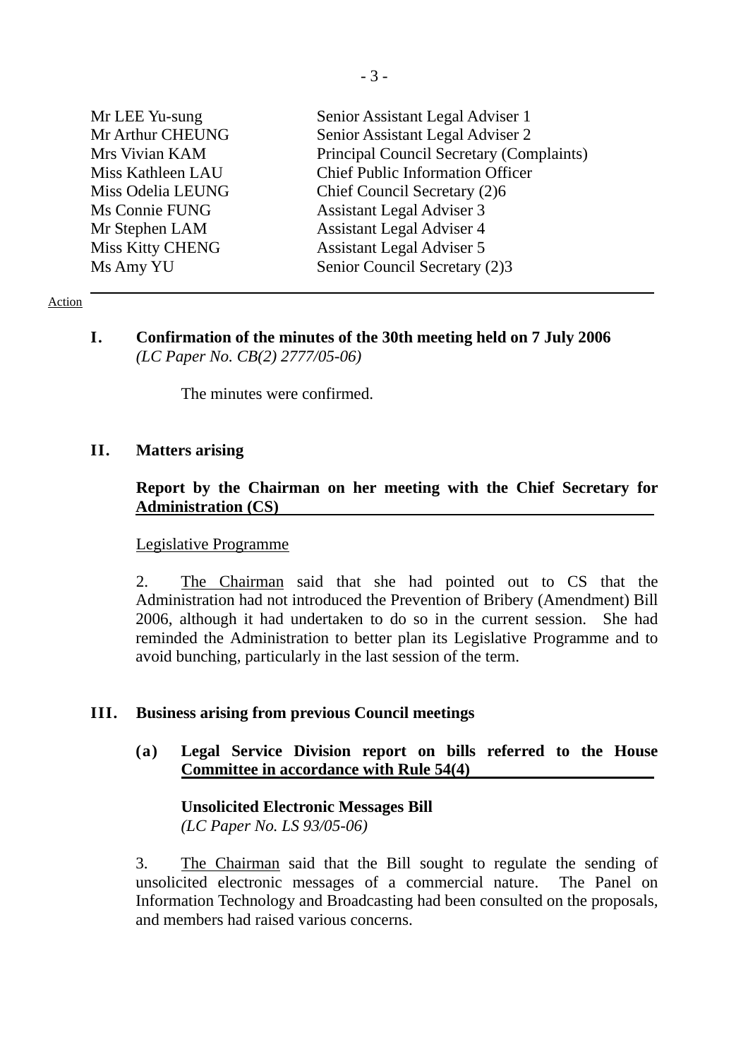| | |
|---|---|
| Mr LEE Yu-sung | Senior Assistant Legal Adviser 1 |
| Mr Arthur CHEUNG | Senior Assistant Legal Adviser 2 |
| Mrs Vivian KAM | Principal Council Secretary (Complaints) |
| Miss Kathleen LAU | Chief Public Information Officer |
| Miss Odelia LEUNG | Chief Council Secretary (2)6 |
| Ms Connie FUNG | Assistant Legal Adviser 3 |
| Mr Stephen LAM | Assistant Legal Adviser 4 |
| Miss Kitty CHENG | Assistant Legal Adviser 5 |
| Ms Amy YU | Senior Council Secretary (2)3 |

Action

**I. Confirmation of the minutes of the 30th meeting held on 7 July 2006**
*(LC Paper No. CB(2) 2777/05-06)*

The minutes were confirmed.

**II. Matters arising**

**Report by the Chairman on her meeting with the Chief Secretary for Administration (CS)**

Legislative Programme

2. The Chairman said that she had pointed out to CS that the Administration had not introduced the Prevention of Bribery (Amendment) Bill 2006, although it had undertaken to do so in the current session. She had reminded the Administration to better plan its Legislative Programme and to avoid bunching, particularly in the last session of the term.

**III. Business arising from previous Council meetings**

**(a) Legal Service Division report on bills referred to the House Committee in accordance with Rule 54(4)**

**Unsolicited Electronic Messages Bill**
*(LC Paper No. LS 93/05-06)*

3. The Chairman said that the Bill sought to regulate the sending of unsolicited electronic messages of a commercial nature. The Panel on Information Technology and Broadcasting had been consulted on the proposals, and members had raised various concerns.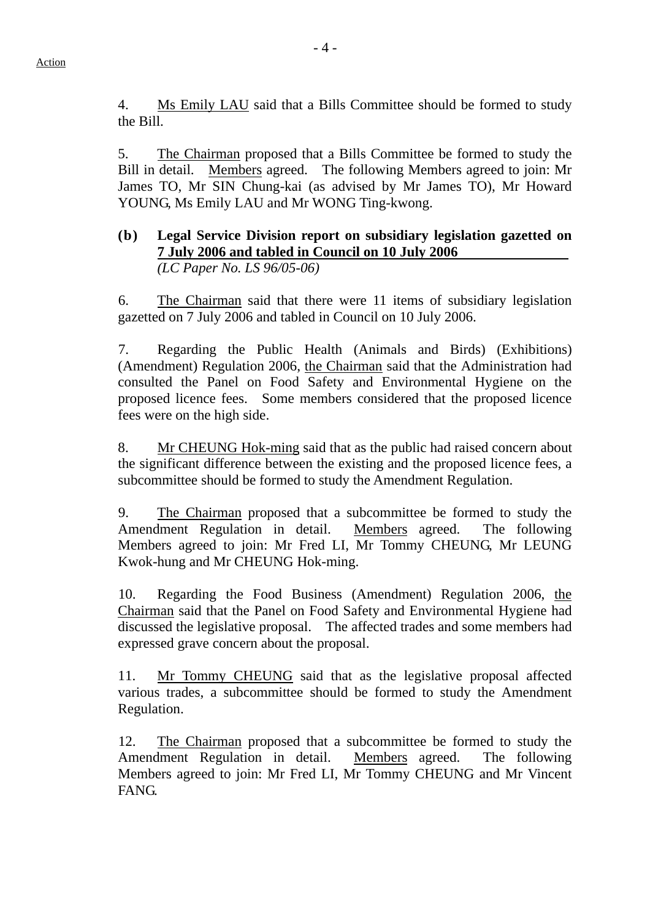4. Ms Emily LAU said that a Bills Committee should be formed to study the Bill.

5. The Chairman proposed that a Bills Committee be formed to study the Bill in detail. Members agreed. The following Members agreed to join: Mr James TO, Mr SIN Chung-kai (as advised by Mr James TO), Mr Howard YOUNG, Ms Emily LAU and Mr WONG Ting-kwong.

**(b) Legal Service Division report on subsidiary legislation gazetted on 7 July 2006 and tabled in Council on 10 July 2006**
*(LC Paper No. LS 96/05-06)*

6. The Chairman said that there were 11 items of subsidiary legislation gazetted on 7 July 2006 and tabled in Council on 10 July 2006.

7. Regarding the Public Health (Animals and Birds) (Exhibitions) (Amendment) Regulation 2006, the Chairman said that the Administration had consulted the Panel on Food Safety and Environmental Hygiene on the proposed licence fees. Some members considered that the proposed licence fees were on the high side.

8. Mr CHEUNG Hok-ming said that as the public had raised concern about the significant difference between the existing and the proposed licence fees, a subcommittee should be formed to study the Amendment Regulation.

9. The Chairman proposed that a subcommittee be formed to study the Amendment Regulation in detail. Members agreed. The following Members agreed to join: Mr Fred LI, Mr Tommy CHEUNG, Mr LEUNG Kwok-hung and Mr CHEUNG Hok-ming.

10. Regarding the Food Business (Amendment) Regulation 2006, the Chairman said that the Panel on Food Safety and Environmental Hygiene had discussed the legislative proposal. The affected trades and some members had expressed grave concern about the proposal.

11. Mr Tommy CHEUNG said that as the legislative proposal affected various trades, a subcommittee should be formed to study the Amendment Regulation.

12. The Chairman proposed that a subcommittee be formed to study the Amendment Regulation in detail. Members agreed. The following Members agreed to join: Mr Fred LI, Mr Tommy CHEUNG and Mr Vincent FANG.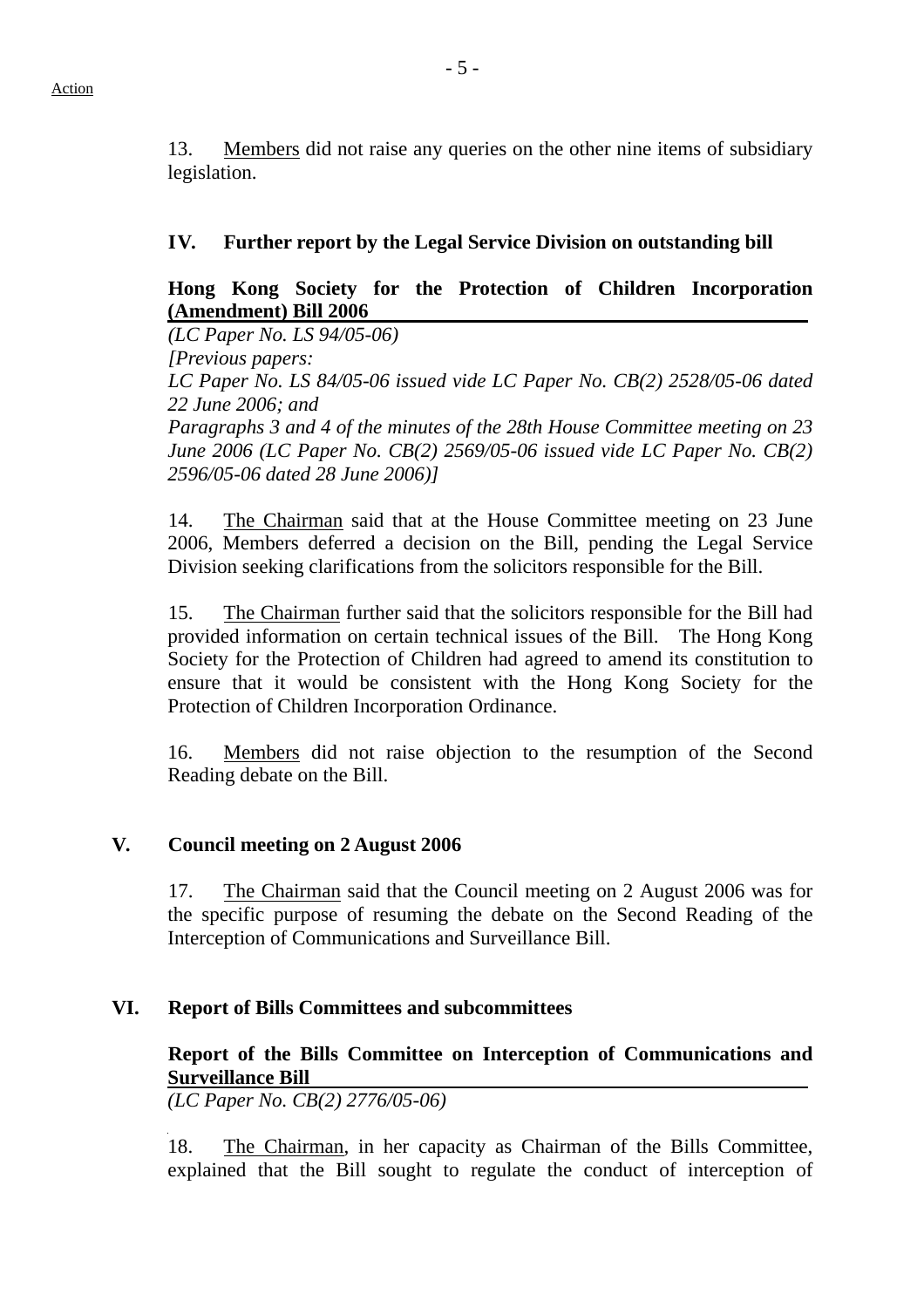Action

13. Members did not raise any queries on the other nine items of subsidiary legislation.

## IV. Further report by the Legal Service Division on outstanding bill

### Hong Kong Society for the Protection of Children Incorporation (Amendment) Bill 2006

*(LC Paper No. LS 94/05-06)*
*[Previous papers:*
*LC Paper No. LS 84/05-06 issued vide LC Paper No. CB(2) 2528/05-06 dated 22 June 2006; and*
*Paragraphs 3 and 4 of the minutes of the 28th House Committee meeting on 23 June 2006 (LC Paper No. CB(2) 2569/05-06 issued vide LC Paper No. CB(2) 2596/05-06 dated 28 June 2006)]*

14. The Chairman said that at the House Committee meeting on 23 June 2006, Members deferred a decision on the Bill, pending the Legal Service Division seeking clarifications from the solicitors responsible for the Bill.

15. The Chairman further said that the solicitors responsible for the Bill had provided information on certain technical issues of the Bill. The Hong Kong Society for the Protection of Children had agreed to amend its constitution to ensure that it would be consistent with the Hong Kong Society for the Protection of Children Incorporation Ordinance.

16. Members did not raise objection to the resumption of the Second Reading debate on the Bill.

## V. Council meeting on 2 August 2006

17. The Chairman said that the Council meeting on 2 August 2006 was for the specific purpose of resuming the debate on the Second Reading of the Interception of Communications and Surveillance Bill.

## VI. Report of Bills Committees and subcommittees

### Report of the Bills Committee on Interception of Communications and Surveillance Bill

*(LC Paper No. CB(2) 2776/05-06)*

18. The Chairman, in her capacity as Chairman of the Bills Committee, explained that the Bill sought to regulate the conduct of interception of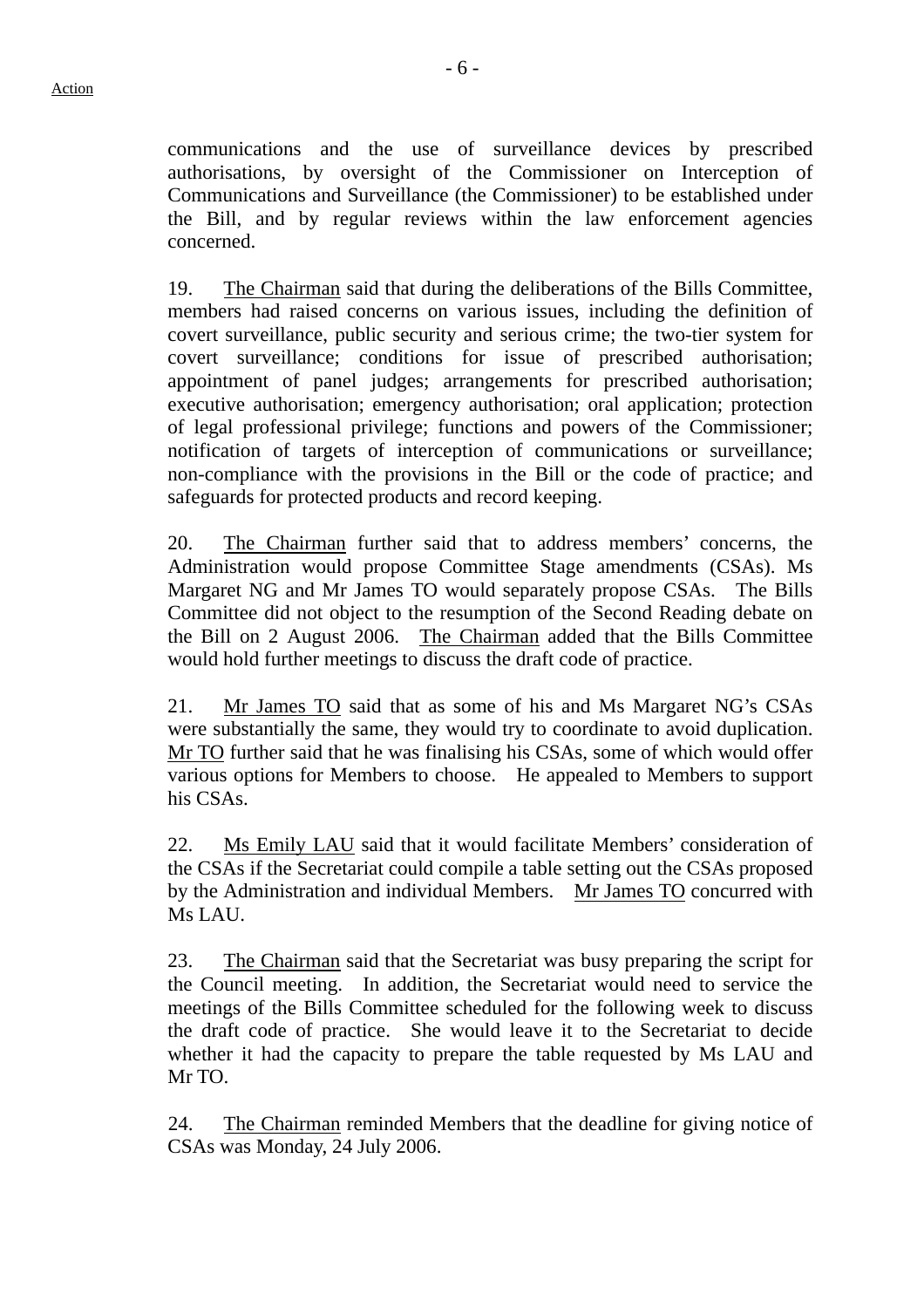communications and the use of surveillance devices by prescribed authorisations, by oversight of the Commissioner on Interception of Communications and Surveillance (the Commissioner) to be established under the Bill, and by regular reviews within the law enforcement agencies concerned.

19. The Chairman said that during the deliberations of the Bills Committee, members had raised concerns on various issues, including the definition of covert surveillance, public security and serious crime; the two-tier system for covert surveillance; conditions for issue of prescribed authorisation; appointment of panel judges; arrangements for prescribed authorisation; executive authorisation; emergency authorisation; oral application; protection of legal professional privilege; functions and powers of the Commissioner; notification of targets of interception of communications or surveillance; non-compliance with the provisions in the Bill or the code of practice; and safeguards for protected products and record keeping.

20. The Chairman further said that to address members' concerns, the Administration would propose Committee Stage amendments (CSAs). Ms Margaret NG and Mr James TO would separately propose CSAs. The Bills Committee did not object to the resumption of the Second Reading debate on the Bill on 2 August 2006. The Chairman added that the Bills Committee would hold further meetings to discuss the draft code of practice.

21. Mr James TO said that as some of his and Ms Margaret NG's CSAs were substantially the same, they would try to coordinate to avoid duplication. Mr TO further said that he was finalising his CSAs, some of which would offer various options for Members to choose. He appealed to Members to support his CSAs.

22. Ms Emily LAU said that it would facilitate Members' consideration of the CSAs if the Secretariat could compile a table setting out the CSAs proposed by the Administration and individual Members. Mr James TO concurred with Ms LAU.

23. The Chairman said that the Secretariat was busy preparing the script for the Council meeting. In addition, the Secretariat would need to service the meetings of the Bills Committee scheduled for the following week to discuss the draft code of practice. She would leave it to the Secretariat to decide whether it had the capacity to prepare the table requested by Ms LAU and Mr TO.

24. The Chairman reminded Members that the deadline for giving notice of CSAs was Monday, 24 July 2006.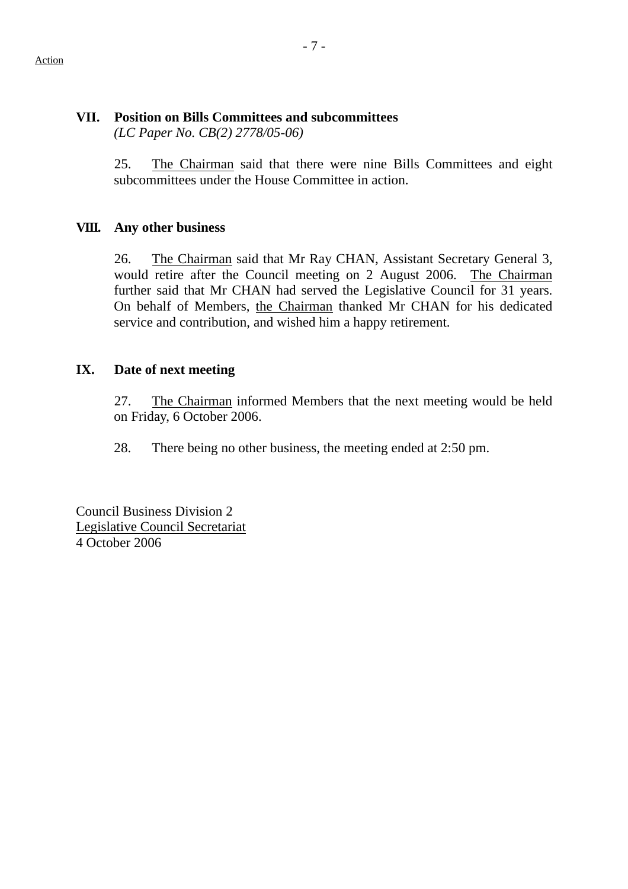Action

**VII. Position on Bills Committees and subcommittees**
*(LC Paper No. CB(2) 2778/05-06)*

25. The Chairman said that there were nine Bills Committees and eight subcommittees under the House Committee in action.

**VIII. Any other business**

26. The Chairman said that Mr Ray CHAN, Assistant Secretary General 3, would retire after the Council meeting on 2 August 2006. The Chairman further said that Mr CHAN had served the Legislative Council for 31 years. On behalf of Members, the Chairman thanked Mr CHAN for his dedicated service and contribution, and wished him a happy retirement.

**IX. Date of next meeting**

27. The Chairman informed Members that the next meeting would be held on Friday, 6 October 2006.

28. There being no other business, the meeting ended at 2:50 pm.

Council Business Division 2
Legislative Council Secretariat
4 October 2006